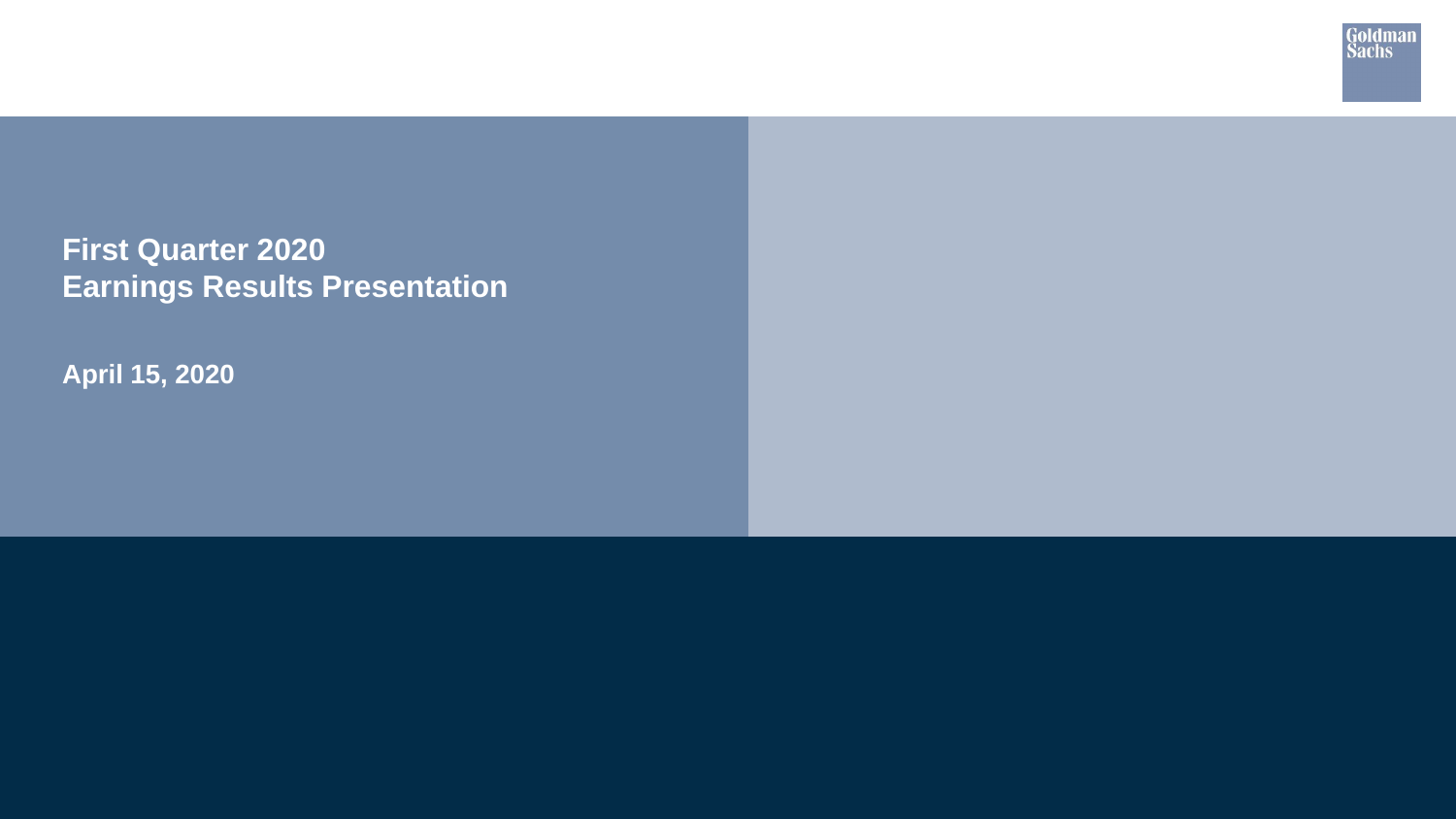# First Quarter 2020 Earnings Results Presentation

**April 15, 2020**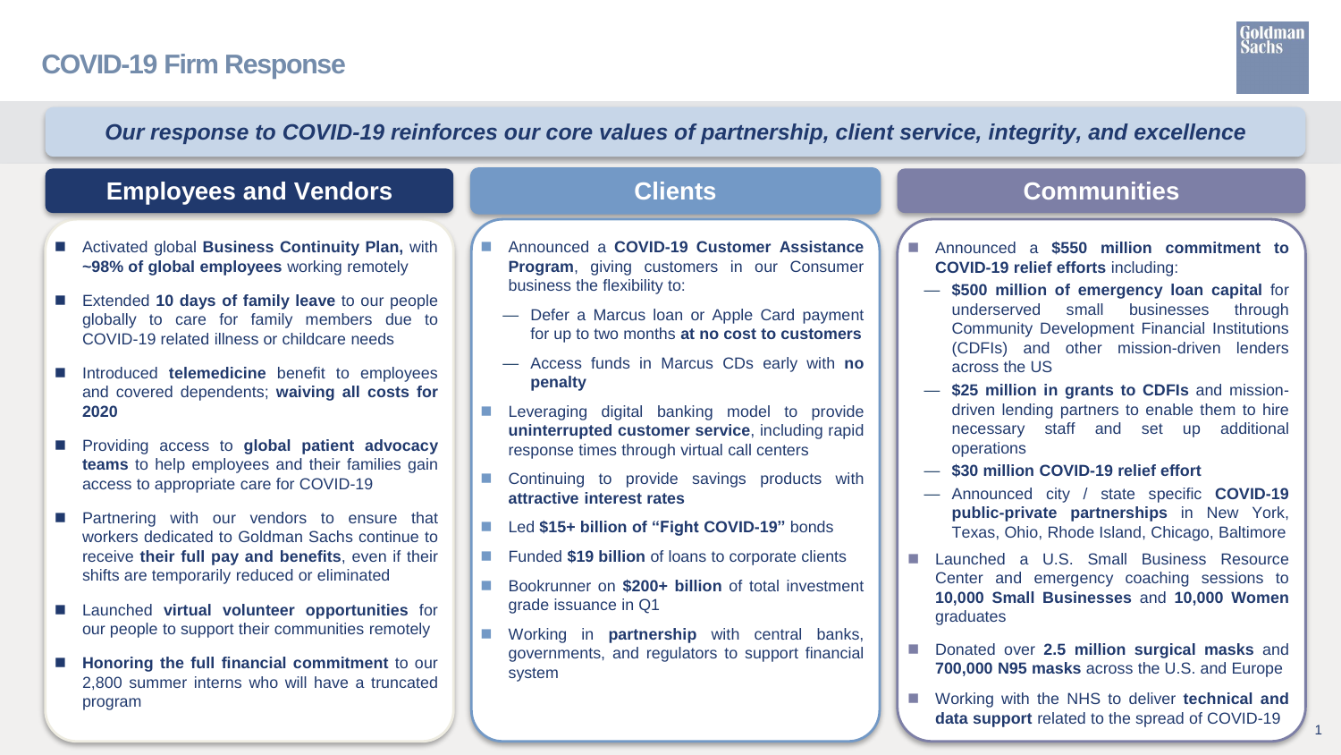# COVID-19 Firm Response

***Our response to COVID-19 reinforces our core values of partnership, client service, integrity, and excellence***

## Employees and Vendors

- Activated global **Business Continuity Plan,** with **~98% of global employees** working remotely
- Extended **10 days of family leave** to our people globally to care for family members due to COVID-19 related illness or childcare needs
- Introduced **telemedicine** benefit to employees and covered dependents; **waiving all costs for 2020**
- Providing access to **global patient advocacy teams** to help employees and their families gain access to appropriate care for COVID-19
- Partnering with our vendors to ensure that workers dedicated to Goldman Sachs continue to receive **their full pay and benefits**, even if their shifts are temporarily reduced or eliminated
- Launched **virtual volunteer opportunities** for our people to support their communities remotely
- **Honoring the full financial commitment** to our 2,800 summer interns who will have a truncated program

## Clients

- Announced a **COVID-19 Customer Assistance Program**, giving customers in our Consumer business the flexibility to:
  - Defer a Marcus loan or Apple Card payment for up to two months **at no cost to customers**
  - Access funds in Marcus CDs early with **no penalty**
- Leveraging digital banking model to provide **uninterrupted customer service**, including rapid response times through virtual call centers
- Continuing to provide savings products with **attractive interest rates**
- Led **$15+ billion of "Fight COVID-19"** bonds
- Funded **$19 billion** of loans to corporate clients
- Bookrunner on **$200+ billion** of total investment grade issuance in Q1
- Working in **partnership** with central banks, governments, and regulators to support financial system

## Communities

- Announced a **$550 million commitment to COVID-19 relief efforts** including:
  - **$500 million of emergency loan capital** for underserved small businesses through Community Development Financial Institutions (CDFIs) and other mission-driven lenders across the US
  - **$25 million in grants to CDFIs** and mission-driven lending partners to enable them to hire necessary staff and set up additional operations
  - **$30 million COVID-19 relief effort**
  - Announced city / state specific **COVID-19 public-private partnerships** in New York, Texas, Ohio, Rhode Island, Chicago, Baltimore
- Launched a U.S. Small Business Resource Center and emergency coaching sessions to **10,000 Small Businesses** and **10,000 Women** graduates
- Donated over **2.5 million surgical masks** and **700,000 N95 masks** across the U.S. and Europe
- Working with the NHS to deliver **technical and data support** related to the spread of COVID-19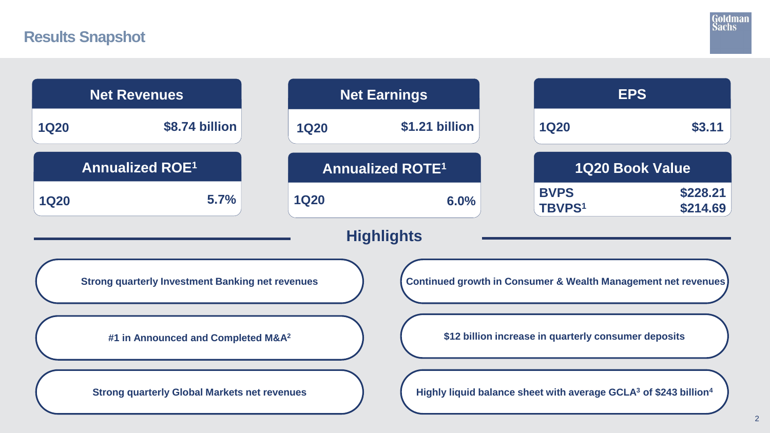# Results Snapshot

| Net Revenues | |
|---|---|
| 1Q20 | $8.74 billion |

| Net Earnings | |
|---|---|
| 1Q20 | $1.21 billion |

| EPS | |
|---|---|
| 1Q20 | $3.11 |

| Annualized ROE[1] | |
|---|---|
| 1Q20 | 5.7% |

| Annualized ROTE[1] | |
|---|---|
| 1Q20 | 6.0% |

| 1Q20 Book Value | |
|---|---|
| BVPS | $228.21 |
| TBVPS[1] | $214.69 |

## Highlights

- **Strong quarterly Investment Banking net revenues**
- **#1 in Announced and Completed M&A[2]**
- **Strong quarterly Global Markets net revenues**
- **Continued growth in Consumer & Wealth Management net revenues**
- **$12 billion increase in quarterly consumer deposits**
- **Highly liquid balance sheet with average GCLA[3] of $243 billion[4]**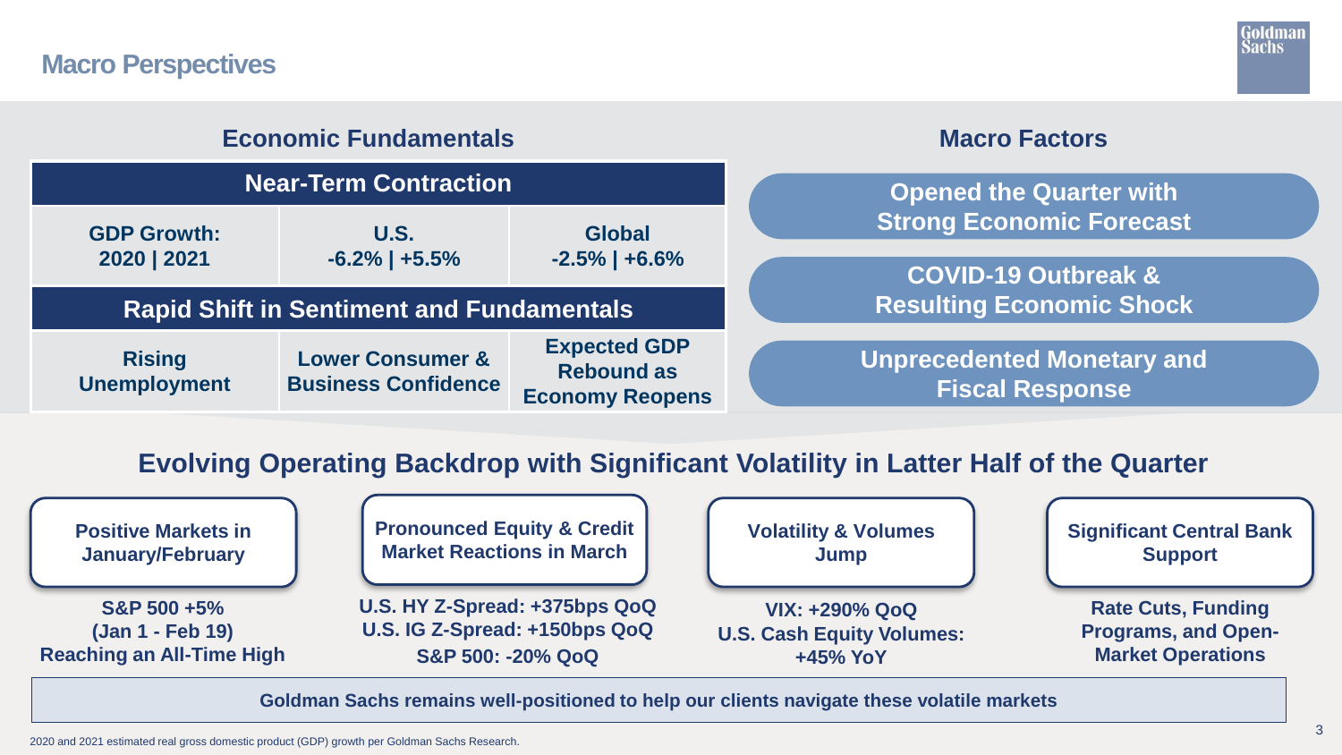# Macro Perspectives

## Economic Fundamentals

| Near-Term Contraction | | |
|---|---|---|
| **GDP Growth: 2020 \| 2021** | **U.S. -6.2% \| +5.5%** | **Global -2.5% \| +6.6%** |
| **Rapid Shift in Sentiment and Fundamentals** | | |
| **Rising Unemployment** | **Lower Consumer & Business Confidence** | **Expected GDP Rebound as Economy Reopens** |

## Macro Factors

- **Opened the Quarter with Strong Economic Forecast**
- **COVID-19 Outbreak & Resulting Economic Shock**
- **Unprecedented Monetary and Fiscal Response**

## Evolving Operating Backdrop with Significant Volatility in Latter Half of the Quarter

**Positive Markets in January/February**

S&P 500 +5% (Jan 1 - Feb 19) Reaching an All-Time High

**Pronounced Equity & Credit Market Reactions in March**

U.S. HY Z-Spread: +375bps QoQ
U.S. IG Z-Spread: +150bps QoQ
S&P 500: -20% QoQ

**Volatility & Volumes Jump**

VIX: +290% QoQ
U.S. Cash Equity Volumes: +45% YoY

**Significant Central Bank Support**

Rate Cuts, Funding Programs, and Open-Market Operations

**Goldman Sachs remains well-positioned to help our clients navigate these volatile markets**

2020 and 2021 estimated real gross domestic product (GDP) growth per Goldman Sachs Research.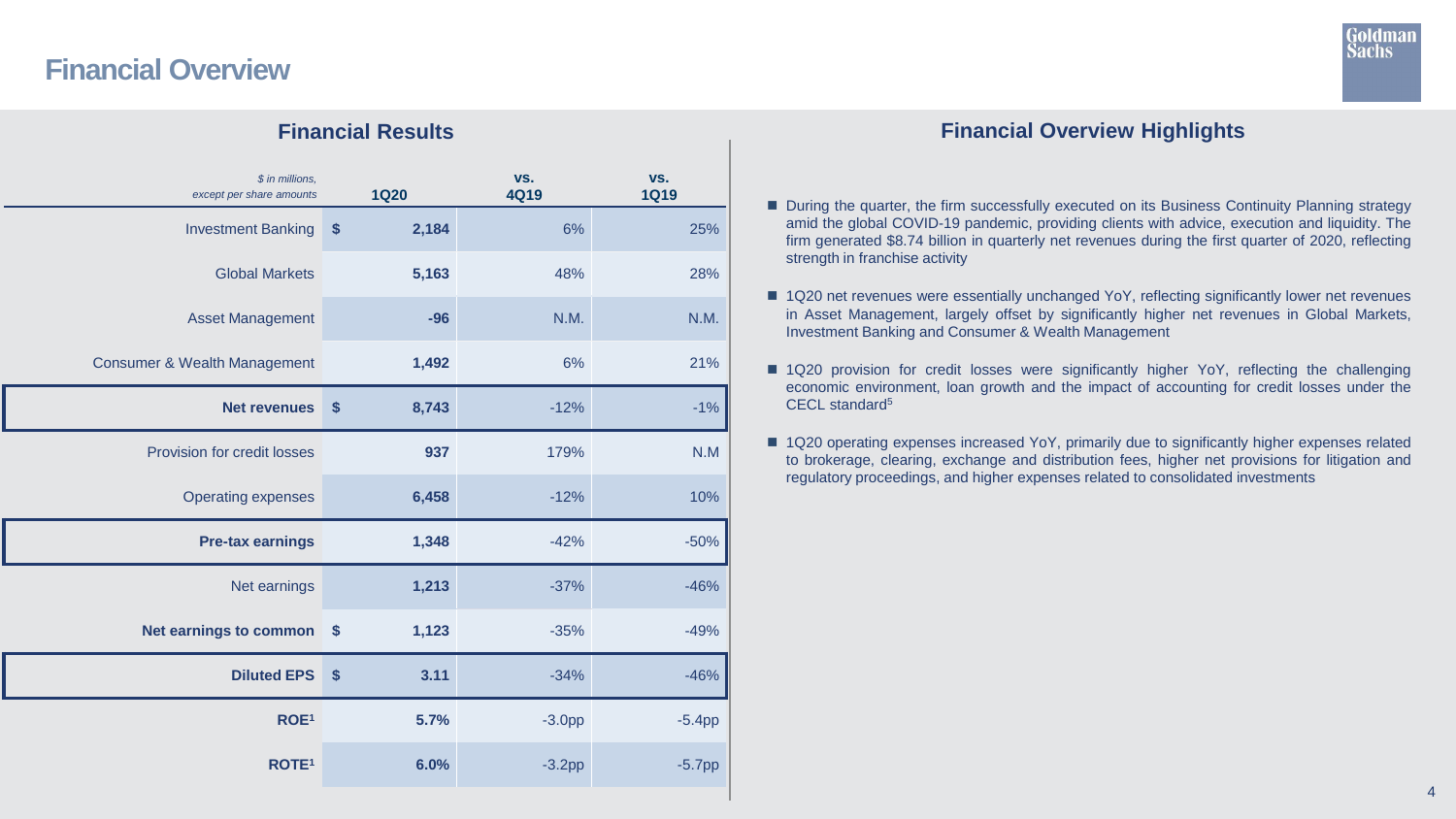# Financial Overview

## Financial Results

| *$ in millions, except per share amounts* | | 1Q20 | vs. 4Q19 | vs. 1Q19 |
|---|---|---|---|---|
| Investment Banking | $ | 2,184 | 6% | 25% |
| Global Markets | | 5,163 | 48% | 28% |
| Asset Management | | -96 | N.M. | N.M. |
| Consumer & Wealth Management | | 1,492 | 6% | 21% |
| **Net revenues** | **$** | **8,743** | -12% | -1% |
| Provision for credit losses | | 937 | 179% | N.M |
| Operating expenses | | 6,458 | -12% | 10% |
| **Pre-tax earnings** | | **1,348** | -42% | -50% |
| Net earnings | | 1,213 | -37% | -46% |
| **Net earnings to common** | **$** | **1,123** | -35% | -49% |
| **Diluted EPS** | **$** | **3.11** | -34% | -46% |
| **ROE[1]** | | **5.7%** | -3.0pp | -5.4pp |
| **ROTE[1]** | | **6.0%** | -3.2pp | -5.7pp |

## Financial Overview Highlights

- During the quarter, the firm successfully executed on its Business Continuity Planning strategy amid the global COVID-19 pandemic, providing clients with advice, execution and liquidity. The firm generated $8.74 billion in quarterly net revenues during the first quarter of 2020, reflecting strength in franchise activity
- 1Q20 net revenues were essentially unchanged YoY, reflecting significantly lower net revenues in Asset Management, largely offset by significantly higher net revenues in Global Markets, Investment Banking and Consumer & Wealth Management
- 1Q20 provision for credit losses were significantly higher YoY, reflecting the challenging economic environment, loan growth and the impact of accounting for credit losses under the CECL standard[5]
- 1Q20 operating expenses increased YoY, primarily due to significantly higher expenses related to brokerage, clearing, exchange and distribution fees, higher net provisions for litigation and regulatory proceedings, and higher expenses related to consolidated investments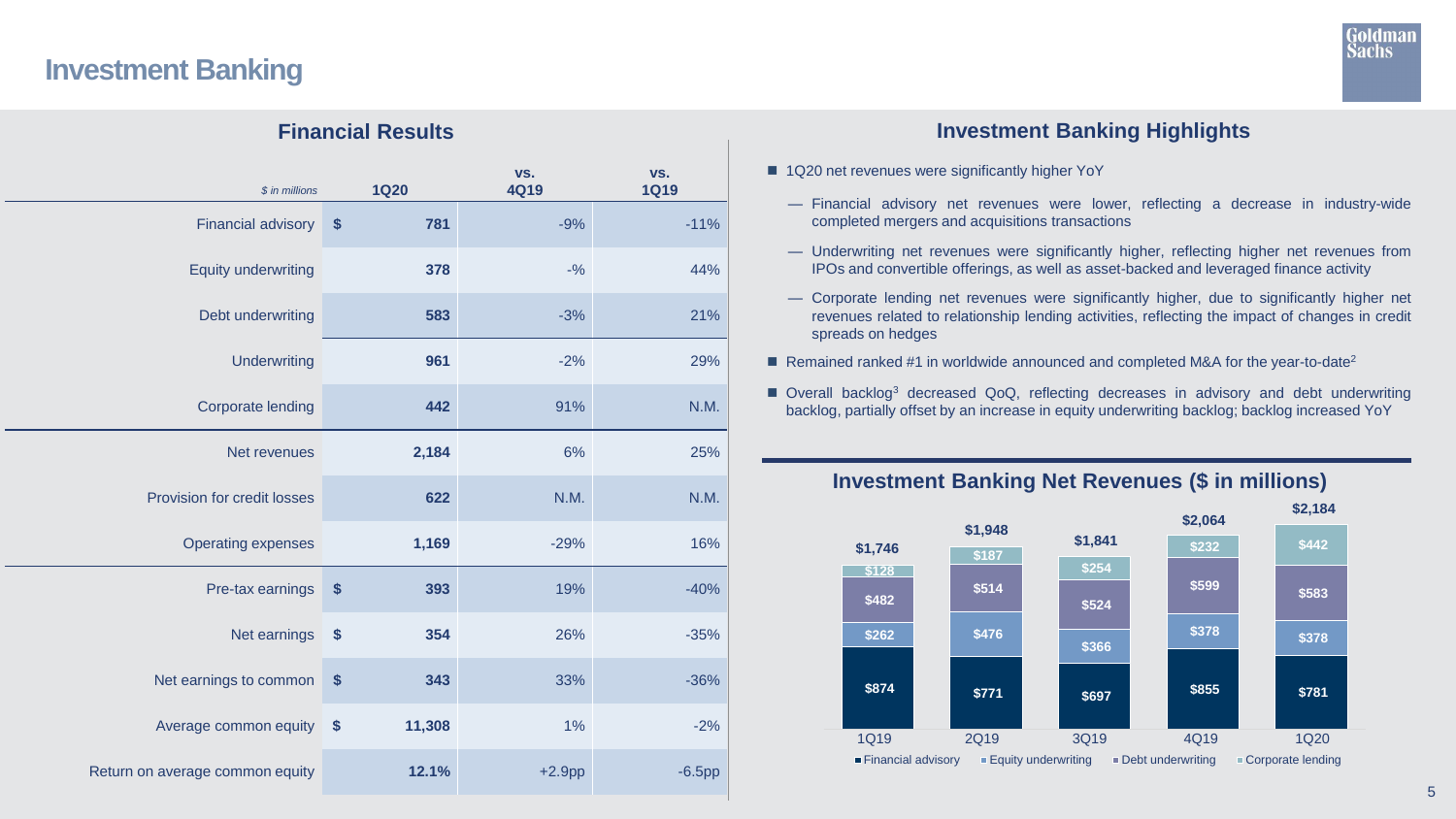# Investment Banking

## Financial Results

| *$ in millions* | 1Q20 | vs. 4Q19 | vs. 1Q19 |
|---|---|---|---|
| Financial advisory | $ 781 | -9% | -11% |
| Equity underwriting | 378 | -% | 44% |
| Debt underwriting | 583 | -3% | 21% |
| Underwriting | 961 | -2% | 29% |
| Corporate lending | 442 | 91% | N.M. |
| Net revenues | 2,184 | 6% | 25% |
| Provision for credit losses | 622 | N.M. | N.M. |
| Operating expenses | 1,169 | -29% | 16% |
| Pre-tax earnings | $ 393 | 19% | -40% |
| Net earnings | $ 354 | 26% | -35% |
| Net earnings to common | $ 343 | 33% | -36% |
| Average common equity | $ 11,308 | 1% | -2% |
| Return on average common equity | 12.1% | +2.9pp | -6.5pp |

## Investment Banking Highlights

- 1Q20 net revenues were significantly higher YoY
  - Financial advisory net revenues were lower, reflecting a decrease in industry-wide completed mergers and acquisitions transactions
  - Underwriting net revenues were significantly higher, reflecting higher net revenues from IPOs and convertible offerings, as well as asset-backed and leveraged finance activity
  - Corporate lending net revenues were significantly higher, due to significantly higher net revenues related to relationship lending activities, reflecting the impact of changes in credit spreads on hedges
- Remained ranked #1 in worldwide announced and completed M&A for the year-to-date[2]
- Overall backlog[3] decreased QoQ, reflecting decreases in advisory and debt underwriting backlog, partially offset by an increase in equity underwriting backlog; backlog increased YoY

### Investment Banking Net Revenues ($ in millions)

| | 1Q19 | 2Q19 | 3Q19 | 4Q19 | 1Q20 |
|---|---|---|---|---|---|
| Financial advisory | $874 | $771 | $697 | $855 | $781 |
| Equity underwriting | $262 | $476 | $366 | $378 | $378 |
| Debt underwriting | $482 | $514 | $524 | $599 | $583 |
| Corporate lending | $128 | $187 | $254 | $232 | $442 |
| Total | $1,746 | $1,948 | $1,841 | $2,064 | $2,184 |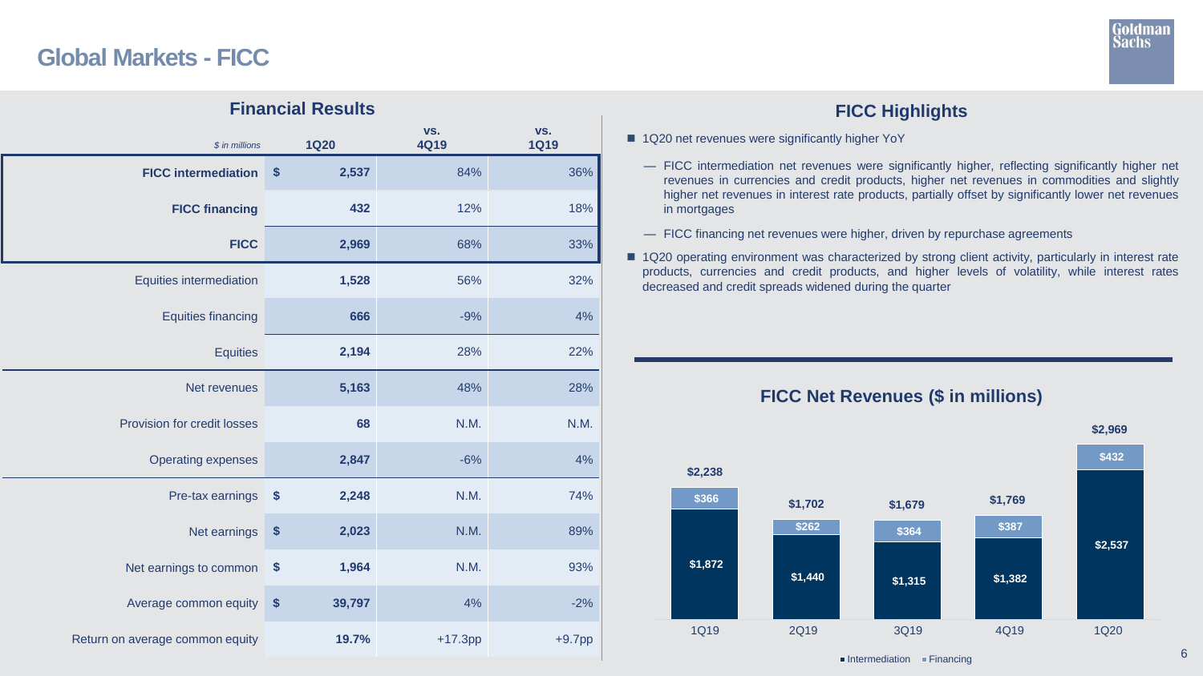# Global Markets - FICC

## Financial Results

| *$ in millions* | 1Q20 | vs. 4Q19 | vs. 1Q19 |
|---|---|---|---|
| **FICC intermediation** | $ 2,537 | 84% | 36% |
| **FICC financing** | 432 | 12% | 18% |
| **FICC** | 2,969 | 68% | 33% |
| Equities intermediation | 1,528 | 56% | 32% |
| Equities financing | 666 | -9% | 4% |
| Equities | 2,194 | 28% | 22% |
| Net revenues | 5,163 | 48% | 28% |
| Provision for credit losses | 68 | N.M. | N.M. |
| Operating expenses | 2,847 | -6% | 4% |
| Pre-tax earnings | $ 2,248 | N.M. | 74% |
| Net earnings | $ 2,023 | N.M. | 89% |
| Net earnings to common | $ 1,964 | N.M. | 93% |
| Average common equity | $ 39,797 | 4% | -2% |
| Return on average common equity | 19.7% | +17.3pp | +9.7pp |

## FICC Highlights

- 1Q20 net revenues were significantly higher YoY
  - FICC intermediation net revenues were significantly higher, reflecting significantly higher net revenues in currencies and credit products, higher net revenues in commodities and slightly higher net revenues in interest rate products, partially offset by significantly lower net revenues in mortgages
  - FICC financing net revenues were higher, driven by repurchase agreements
- 1Q20 operating environment was characterized by strong client activity, particularly in interest rate products, currencies and credit products, and higher levels of volatility, while interest rates decreased and credit spreads widened during the quarter

## FICC Net Revenues ($ in millions)

| | 1Q19 | 2Q19 | 3Q19 | 4Q19 | 1Q20 |
|---|---|---|---|---|---|
| Intermediation | $1,872 | $1,440 | $1,315 | $1,382 | $2,537 |
| Financing | $366 | $262 | $364 | $387 | $432 |
| Total | $2,238 | $1,702 | $1,679 | $1,769 | $2,969 |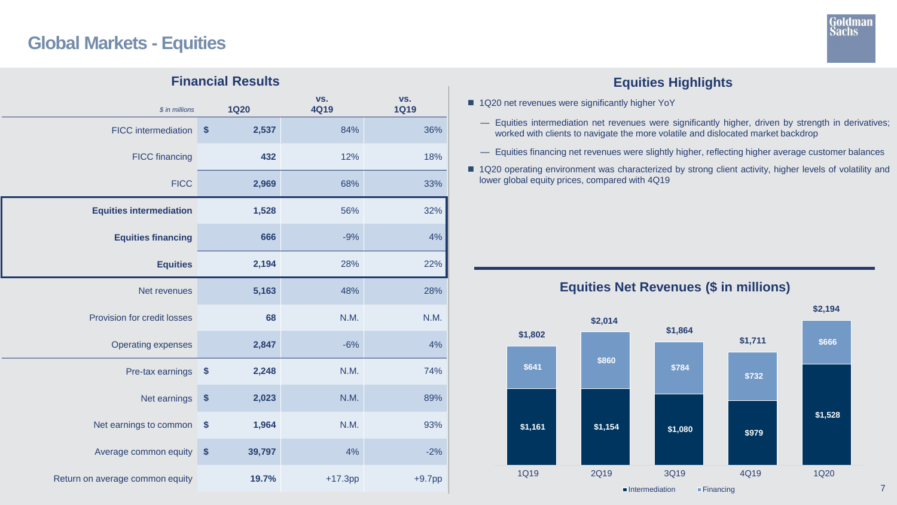# Global Markets - Equities

## Financial Results

| $ in millions | 1Q20 | vs. 4Q19 | vs. 1Q19 |
|---|---|---|---|
| FICC intermediation | $ 2,537 | 84% | 36% |
| FICC financing | 432 | 12% | 18% |
| FICC | 2,969 | 68% | 33% |
| **Equities intermediation** | 1,528 | 56% | 32% |
| **Equities financing** | 666 | -9% | 4% |
| **Equities** | 2,194 | 28% | 22% |
| Net revenues | 5,163 | 48% | 28% |
| Provision for credit losses | 68 | N.M. | N.M. |
| Operating expenses | 2,847 | -6% | 4% |
| Pre-tax earnings | $ 2,248 | N.M. | 74% |
| Net earnings | $ 2,023 | N.M. | 89% |
| Net earnings to common | $ 1,964 | N.M. | 93% |
| Average common equity | $ 39,797 | 4% | -2% |
| Return on average common equity | 19.7% | +17.3pp | +9.7pp |

## Equities Highlights

- 1Q20 net revenues were significantly higher YoY
  - Equities intermediation net revenues were significantly higher, driven by strength in derivatives; worked with clients to navigate the more volatile and dislocated market backdrop
  - Equities financing net revenues were slightly higher, reflecting higher average customer balances
- 1Q20 operating environment was characterized by strong client activity, higher levels of volatility and lower global equity prices, compared with 4Q19

## Equities Net Revenues ($ in millions)

| | 1Q19 | 2Q19 | 3Q19 | 4Q19 | 1Q20 |
|---|---|---|---|---|---|
| Intermediation | $1,161 | $1,154 | $1,080 | $979 | $1,528 |
| Financing | $641 | $860 | $784 | $732 | $666 |
| Total | $1,802 | $2,014 | $1,864 | $1,711 | $2,194 |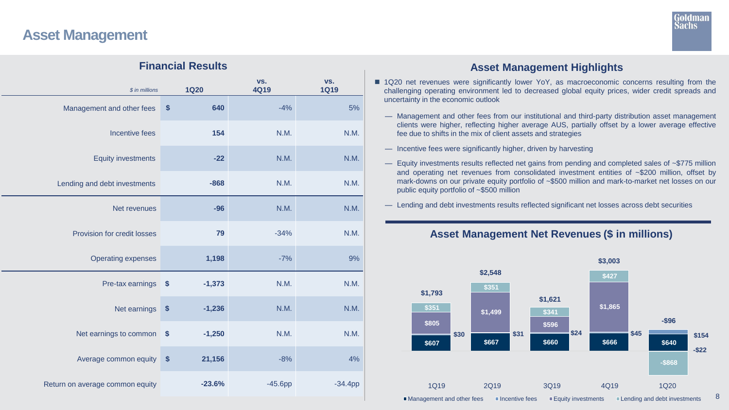# Asset Management

## Financial Results

| $ in millions | 1Q20 | vs. 4Q19 | vs. 1Q19 |
|---|---|---|---|
| Management and other fees | $ 640 | -4% | 5% |
| Incentive fees | 154 | N.M. | N.M. |
| Equity investments | -22 | N.M. | N.M. |
| Lending and debt investments | -868 | N.M. | N.M. |
| Net revenues | -96 | N.M. | N.M. |
| Provision for credit losses | 79 | -34% | N.M. |
| Operating expenses | 1,198 | -7% | 9% |
| Pre-tax earnings | $ -1,373 | N.M. | N.M. |
| Net earnings | $ -1,236 | N.M. | N.M. |
| Net earnings to common | $ -1,250 | N.M. | N.M. |
| Average common equity | $ 21,156 | -8% | 4% |
| Return on average common equity | -23.6% | -45.6pp | -34.4pp |

## Asset Management Highlights

- 1Q20 net revenues were significantly lower YoY, as macroeconomic concerns resulting from the challenging operating environment led to decreased global equity prices, wider credit spreads and uncertainty in the economic outlook
  - Management and other fees from our institutional and third-party distribution asset management clients were higher, reflecting higher average AUS, partially offset by a lower average effective fee due to shifts in the mix of client assets and strategies
  - Incentive fees were significantly higher, driven by harvesting
  - Equity investments results reflected net gains from pending and completed sales of ~$775 million and operating net revenues from consolidated investment entities of ~$200 million, offset by mark-downs on our private equity portfolio of ~$500 million and mark-to-market net losses on our public equity portfolio of ~$500 million
  - Lending and debt investments results reflected significant net losses across debt securities

## Asset Management Net Revenues ($ in millions)

| | 1Q19 | 2Q19 | 3Q19 | 4Q19 | 1Q20 |
|---|---|---|---|---|---|
| Management and other fees | $607 | $667 | $660 | $666 | $640 |
| Incentive fees | $30 | $31 | $24 | $45 | $154 |
| Equity investments | $805 | $1,499 | $596 | $1,865 | -$22 |
| Lending and debt investments | $351 | $351 | $341 | $427 | -$868 |
| Total | $1,793 | $2,548 | $1,621 | $3,003 | -$96 |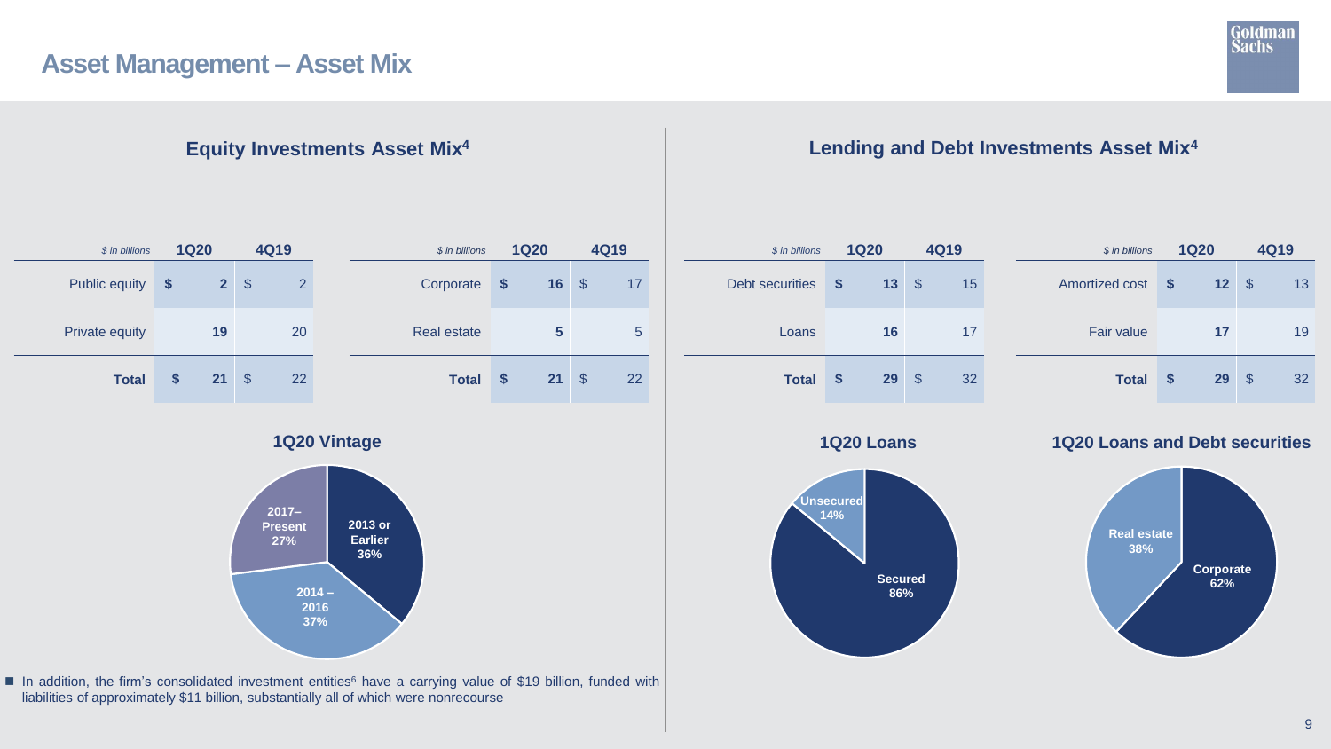# Asset Management – Asset Mix

## Equity Investments Asset Mix[4]

| $ in billions | 1Q20 | 4Q19 |
|---|---|---|
| Public equity | $ 2 | $ 2 |
| Private equity | 19 | 20 |
| **Total** | **$ 21** | $ 22 |

| $ in billions | 1Q20 | 4Q19 |
|---|---|---|
| Corporate | $ 16 | $ 17 |
| Real estate | 5 | 5 |
| **Total** | **$ 21** | $ 22 |

### 1Q20 Vintage

- 2013 or Earlier: 36%
- 2014 – 2016: 37%
- 2017– Present: 27%

- In addition, the firm's consolidated investment entities[6] have a carrying value of $19 billion, funded with liabilities of approximately $11 billion, substantially all of which were nonrecourse

## Lending and Debt Investments Asset Mix[4]

| $ in billions | 1Q20 | 4Q19 |
|---|---|---|
| Debt securities | $ 13 | $ 15 |
| Loans | 16 | 17 |
| **Total** | **$ 29** | $ 32 |

| $ in billions | 1Q20 | 4Q19 |
|---|---|---|
| Amortized cost | $ 12 | $ 13 |
| Fair value | 17 | 19 |
| **Total** | **$ 29** | $ 32 |

### 1Q20 Loans

- Secured: 86%
- Unsecured: 14%

### 1Q20 Loans and Debt securities

- Corporate: 62%
- Real estate: 38%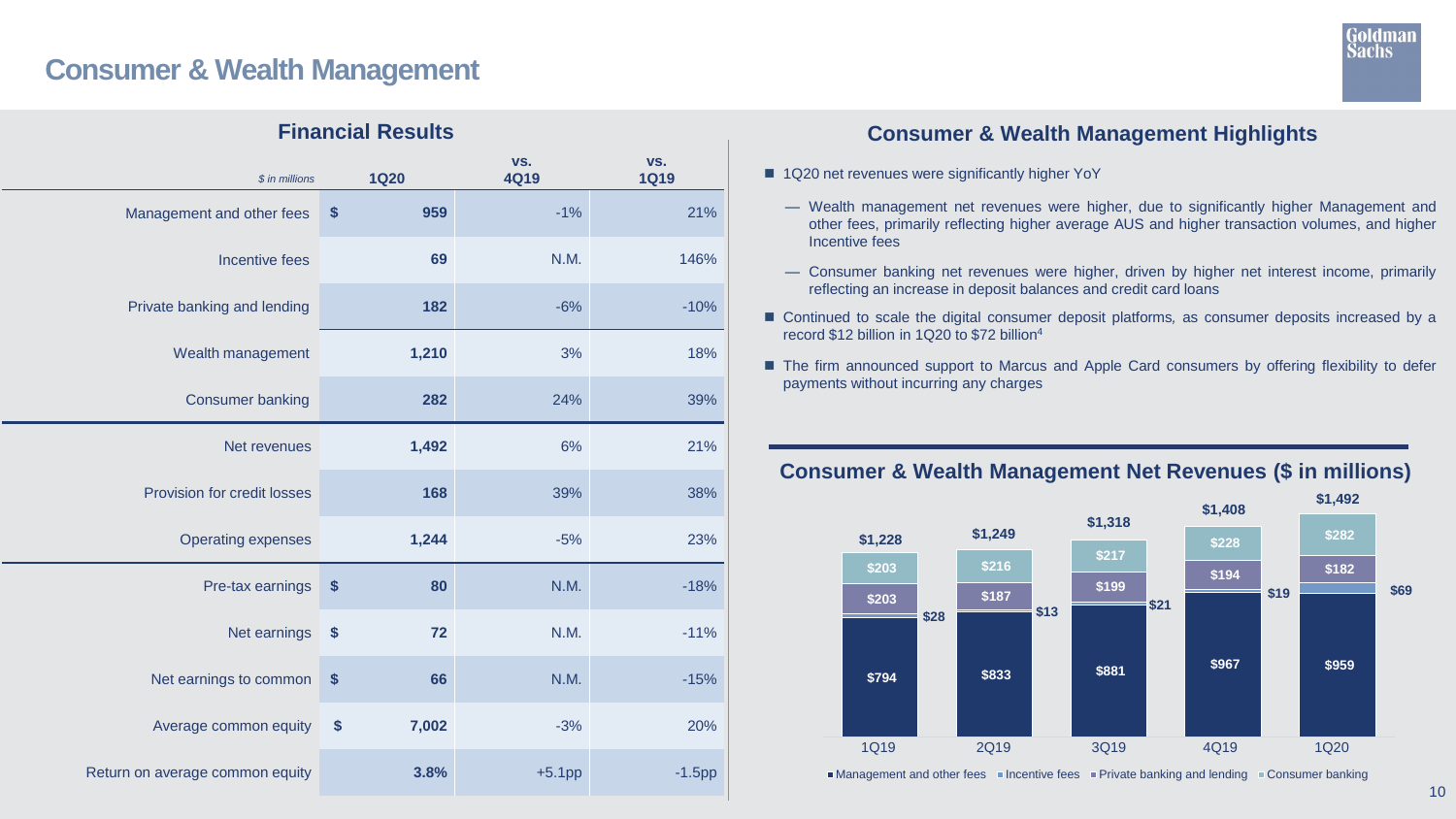# Consumer & Wealth Management

## Financial Results

| *$ in millions* | 1Q20 | vs. 4Q19 | vs. 1Q19 |
|---|---|---|---|
| Management and other fees | $ 959 | -1% | 21% |
| Incentive fees | 69 | N.M. | 146% |
| Private banking and lending | 182 | -6% | -10% |
| Wealth management | 1,210 | 3% | 18% |
| Consumer banking | 282 | 24% | 39% |
| Net revenues | 1,492 | 6% | 21% |
| Provision for credit losses | 168 | 39% | 38% |
| Operating expenses | 1,244 | -5% | 23% |
| Pre-tax earnings | $ 80 | N.M. | -18% |
| Net earnings | $ 72 | N.M. | -11% |
| Net earnings to common | $ 66 | N.M. | -15% |
| Average common equity | $ 7,002 | -3% | 20% |
| Return on average common equity | 3.8% | +5.1pp | -1.5pp |

## Consumer & Wealth Management Highlights

- 1Q20 net revenues were significantly higher YoY
  - Wealth management net revenues were higher, due to significantly higher Management and other fees, primarily reflecting higher average AUS and higher transaction volumes, and higher Incentive fees
  - Consumer banking net revenues were higher, driven by higher net interest income, primarily reflecting an increase in deposit balances and credit card loans
- Continued to scale the digital consumer deposit platforms, as consumer deposits increased by a record $12 billion in 1Q20 to $72 billion[4]
- The firm announced support to Marcus and Apple Card consumers by offering flexibility to defer payments without incurring any charges

## Consumer & Wealth Management Net Revenues ($ in millions)

| | 1Q19 | 2Q19 | 3Q19 | 4Q19 | 1Q20 |
|---|---|---|---|---|---|
| Management and other fees | $794 | $833 | $881 | $967 | $959 |
| Incentive fees | $28 | $13 | $21 | $19 | $69 |
| Private banking and lending | $203 | $187 | $199 | $194 | $182 |
| Consumer banking | $203 | $216 | $217 | $228 | $282 |
| Total | $1,228 | $1,249 | $1,318 | $1,408 | $1,492 |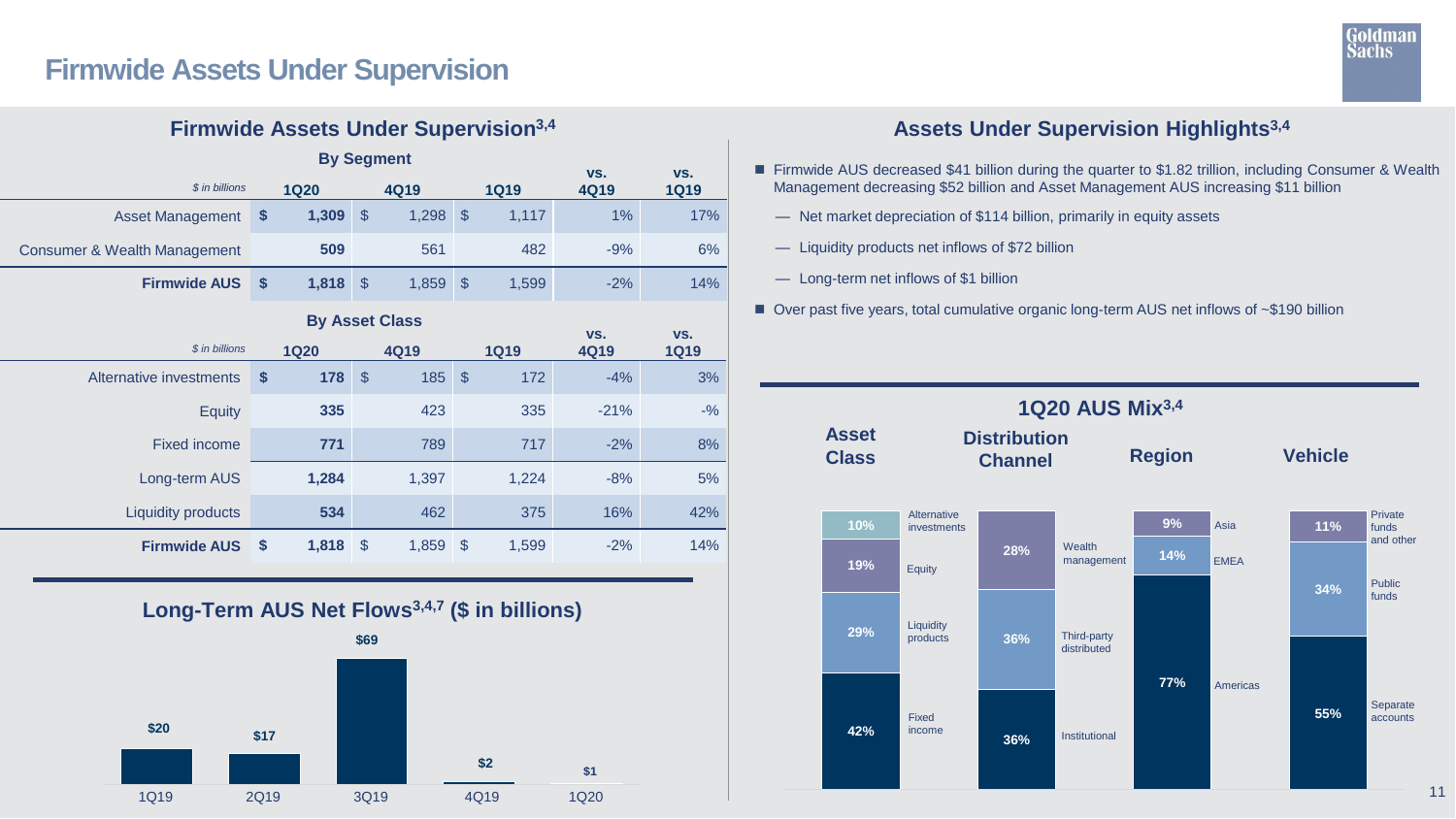# Firmwide Assets Under Supervision

## Firmwide Assets Under Supervision[3,4]

**By Segment**

| $ in billions | 1Q20 | 4Q19 | 1Q19 | vs. 4Q19 | vs. 1Q19 |
|---|---|---|---|---|---|
| Asset Management | $ 1,309 | $ 1,298 | $ 1,117 | 1% | 17% |
| Consumer & Wealth Management | 509 | 561 | 482 | -9% | 6% |
| **Firmwide AUS** | **$ 1,818** | $ 1,859 | $ 1,599 | -2% | 14% |

**By Asset Class**

| $ in billions | 1Q20 | 4Q19 | 1Q19 | vs. 4Q19 | vs. 1Q19 |
|---|---|---|---|---|---|
| Alternative investments | $ 178 | $ 185 | $ 172 | -4% | 3% |
| Equity | 335 | 423 | 335 | -21% | -% |
| Fixed income | 771 | 789 | 717 | -2% | 8% |
| Long-term AUS | 1,284 | 1,397 | 1,224 | -8% | 5% |
| Liquidity products | 534 | 462 | 375 | 16% | 42% |
| **Firmwide AUS** | **$ 1,818** | $ 1,859 | $ 1,599 | -2% | 14% |

## Long-Term AUS Net Flows[3,4,7] ($ in billions)

| 1Q19 | 2Q19 | 3Q19 | 4Q19 | 1Q20 |
|---|---|---|---|---|
| $20 | $17 | $69 | $2 | $1 |

## Assets Under Supervision Highlights[3,4]

- Firmwide AUS decreased $41 billion during the quarter to $1.82 trillion, including Consumer & Wealth Management decreasing $52 billion and Asset Management AUS increasing $11 billion
  - Net market depreciation of $114 billion, primarily in equity assets
  - Liquidity products net inflows of $72 billion
  - Long-term net inflows of $1 billion
- Over past five years, total cumulative organic long-term AUS net inflows of ~$190 billion

## 1Q20 AUS Mix[3,4]

**Asset Class**

| Category | % |
|---|---|
| Alternative investments | 10% |
| Equity | 19% |
| Liquidity products | 29% |
| Fixed income | 42% |

**Distribution Channel**

| Category | % |
|---|---|
| Wealth management | 28% |
| Third-party distributed | 36% |
| Institutional | 36% |

**Region**

| Category | % |
|---|---|
| Asia | 9% |
| EMEA | 14% |
| Americas | 77% |

**Vehicle**

| Category | % |
|---|---|
| Private funds and other | 11% |
| Public funds | 34% |
| Separate accounts | 55% |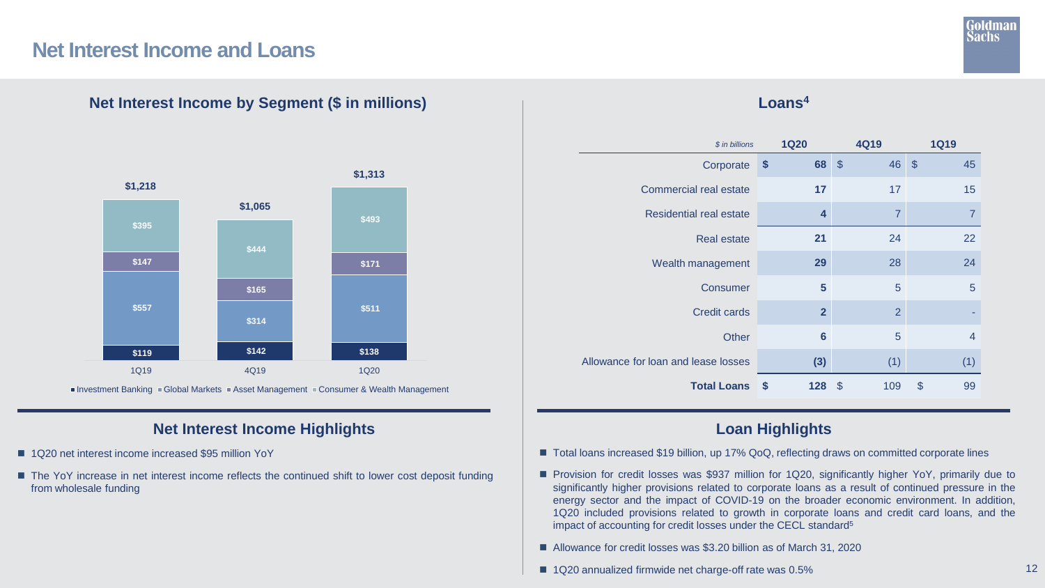# Net Interest Income and Loans

## Net Interest Income by Segment ($ in millions)

| | 1Q19 | 4Q19 | 1Q20 |
|---|---|---|---|
| Investment Banking | $119 | $142 | $138 |
| Global Markets | $557 | $314 | $511 |
| Asset Management | $147 | $165 | $171 |
| Consumer & Wealth Management | $395 | $444 | $493 |
| Total | $1,218 | $1,065 | $1,313 |

## Loans[4]

| *$ in billions* | 1Q20 | 4Q19 | 1Q19 |
|---|---|---|---|
| Corporate | $ 68 | $ 46 | $ 45 |
| Commercial real estate | 17 | 17 | 15 |
| Residential real estate | 4 | 7 | 7 |
| Real estate | 21 | 24 | 22 |
| Wealth management | 29 | 28 | 24 |
| Consumer | 5 | 5 | 5 |
| Credit cards | 2 | 2 | - |
| Other | 6 | 5 | 4 |
| Allowance for loan and lease losses | (3) | (1) | (1) |
| **Total Loans** | **$ 128** | $ 109 | $ 99 |

## Net Interest Income Highlights

- 1Q20 net interest income increased $95 million YoY
- The YoY increase in net interest income reflects the continued shift to lower cost deposit funding from wholesale funding

## Loan Highlights

- Total loans increased $19 billion, up 17% QoQ, reflecting draws on committed corporate lines
- Provision for credit losses was $937 million for 1Q20, significantly higher YoY, primarily due to significantly higher provisions related to corporate loans as a result of continued pressure in the energy sector and the impact of COVID-19 on the broader economic environment. In addition, 1Q20 included provisions related to growth in corporate loans and credit card loans, and the impact of accounting for credit losses under the CECL standard[5]
- Allowance for credit losses was $3.20 billion as of March 31, 2020
- 1Q20 annualized firmwide net charge-off rate was 0.5%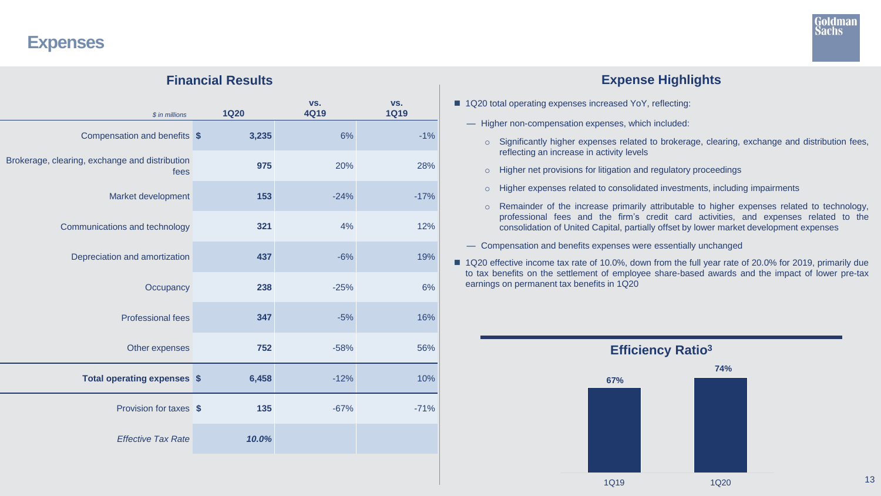# Expenses

## Financial Results

| *$ in millions* | 1Q20 | vs. 4Q19 | vs. 1Q19 |
|---|---|---|---|
| Compensation and benefits | $ 3,235 | 6% | -1% |
| Brokerage, clearing, exchange and distribution fees | 975 | 20% | 28% |
| Market development | 153 | -24% | -17% |
| Communications and technology | 321 | 4% | 12% |
| Depreciation and amortization | 437 | -6% | 19% |
| Occupancy | 238 | -25% | 6% |
| Professional fees | 347 | -5% | 16% |
| Other expenses | 752 | -58% | 56% |
| **Total operating expenses** | **$ 6,458** | -12% | 10% |
| Provision for taxes | $ 135 | -67% | -71% |
| *Effective Tax Rate* | ***10.0%*** | | |

## Expense Highlights

- 1Q20 total operating expenses increased YoY, reflecting:
  - Higher non-compensation expenses, which included:
    - Significantly higher expenses related to brokerage, clearing, exchange and distribution fees, reflecting an increase in activity levels
    - Higher net provisions for litigation and regulatory proceedings
    - Higher expenses related to consolidated investments, including impairments
    - Remainder of the increase primarily attributable to higher expenses related to technology, professional fees and the firm's credit card activities, and expenses related to the consolidation of United Capital, partially offset by lower market development expenses
  - Compensation and benefits expenses were essentially unchanged
- 1Q20 effective income tax rate of 10.0%, down from the full year rate of 20.0% for 2019, primarily due to tax benefits on the settlement of employee share-based awards and the impact of lower pre-tax earnings on permanent tax benefits in 1Q20

## Efficiency Ratio[3]

| 1Q19 | 1Q20 |
|---|---|
| 67% | 74% |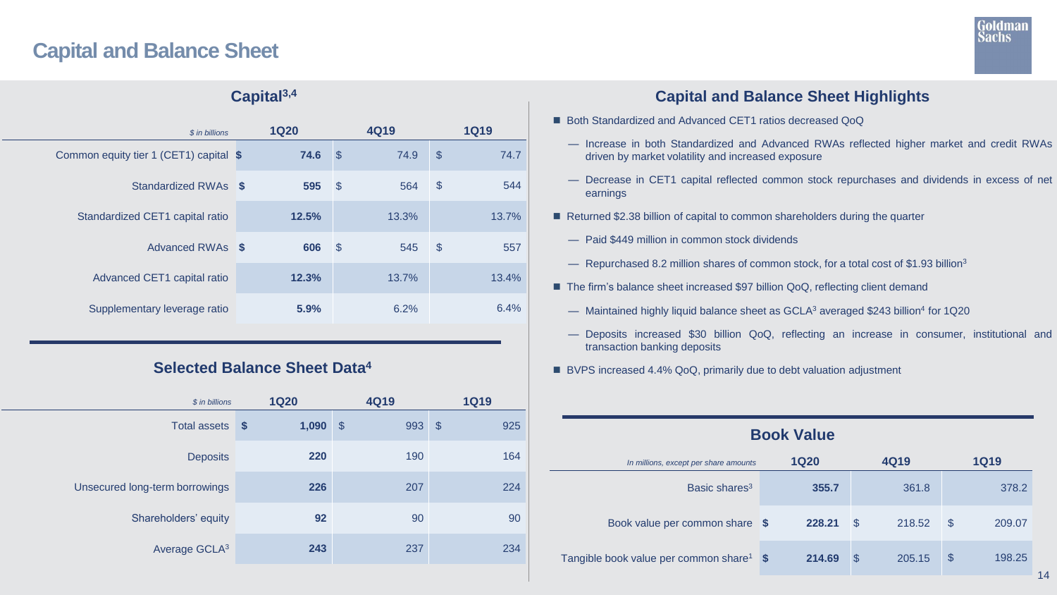# Capital and Balance Sheet

## Capital[3,4]

| *$ in billions* | 1Q20 | 4Q19 | 1Q19 |
|---|---|---|---|
| Common equity tier 1 (CET1) capital | **$ 74.6** | $ 74.9 | $ 74.7 |
| Standardized RWAs | **$ 595** | $ 564 | $ 544 |
| Standardized CET1 capital ratio | **12.5%** | 13.3% | 13.7% |
| Advanced RWAs | **$ 606** | $ 545 | $ 557 |
| Advanced CET1 capital ratio | **12.3%** | 13.7% | 13.4% |
| Supplementary leverage ratio | **5.9%** | 6.2% | 6.4% |

## Selected Balance Sheet Data[4]

| *$ in billions* | 1Q20 | 4Q19 | 1Q19 |
|---|---|---|---|
| Total assets | **$ 1,090** | $ 993 | $ 925 |
| Deposits | **220** | 190 | 164 |
| Unsecured long-term borrowings | **226** | 207 | 224 |
| Shareholders' equity | **92** | 90 | 90 |
| Average GCLA[3] | **243** | 237 | 234 |

## Capital and Balance Sheet Highlights

- Both Standardized and Advanced CET1 ratios decreased QoQ
  - Increase in both Standardized and Advanced RWAs reflected higher market and credit RWAs driven by market volatility and increased exposure
  - Decrease in CET1 capital reflected common stock repurchases and dividends in excess of net earnings
- Returned $2.38 billion of capital to common shareholders during the quarter
  - Paid $449 million in common stock dividends
  - Repurchased 8.2 million shares of common stock, for a total cost of $1.93 billion[3]
- The firm's balance sheet increased $97 billion QoQ, reflecting client demand
  - Maintained highly liquid balance sheet as GCLA[3] averaged $243 billion[4] for 1Q20
  - Deposits increased $30 billion QoQ, reflecting an increase in consumer, institutional and transaction banking deposits
- BVPS increased 4.4% QoQ, primarily due to debt valuation adjustment

## Book Value

| *In millions, except per share amounts* | 1Q20 | 4Q19 | 1Q19 |
|---|---|---|---|
| Basic shares[3] | **355.7** | 361.8 | 378.2 |
| Book value per common share | **$ 228.21** | $ 218.52 | $ 209.07 |
| Tangible book value per common share[1] | **$ 214.69** | $ 205.15 | $ 198.25 |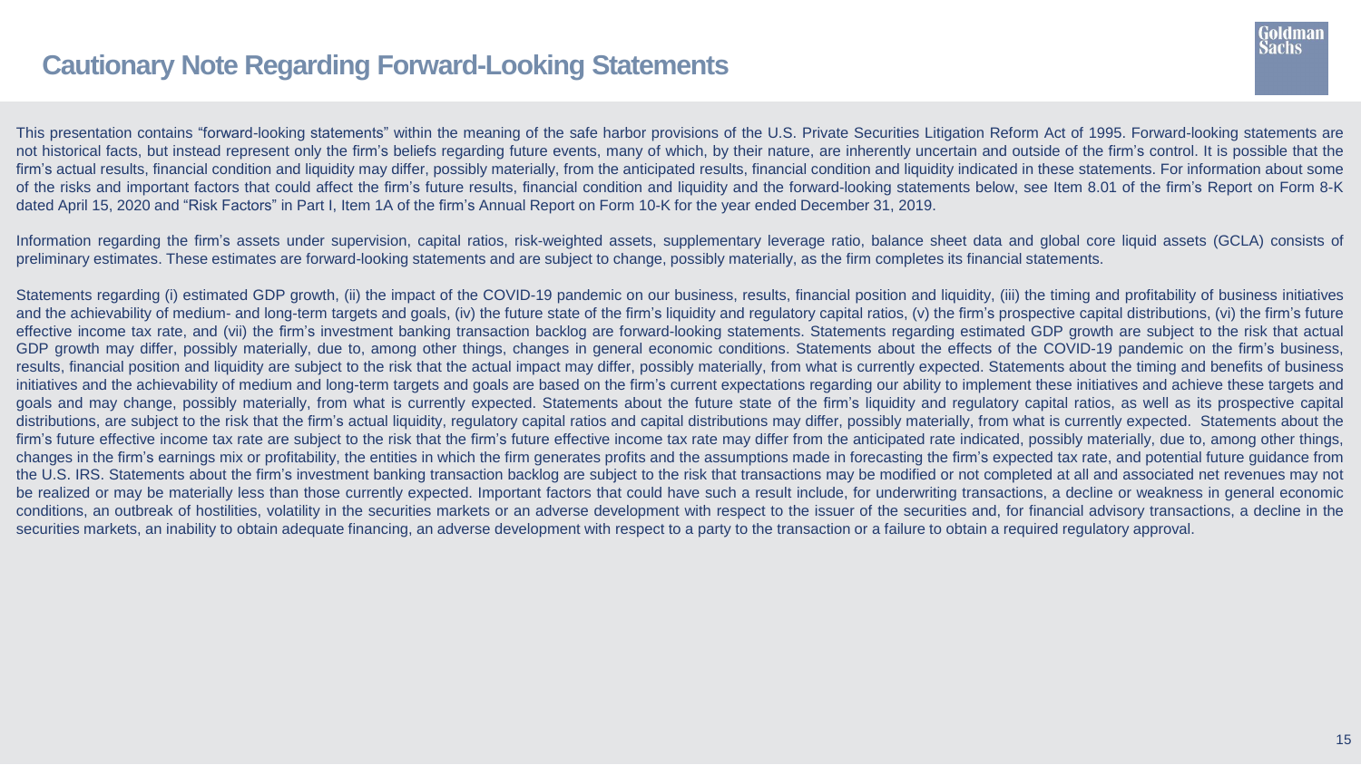# Cautionary Note Regarding Forward-Looking Statements

This presentation contains "forward-looking statements" within the meaning of the safe harbor provisions of the U.S. Private Securities Litigation Reform Act of 1995. Forward-looking statements are not historical facts, but instead represent only the firm's beliefs regarding future events, many of which, by their nature, are inherently uncertain and outside of the firm's control. It is possible that the firm's actual results, financial condition and liquidity may differ, possibly materially, from the anticipated results, financial condition and liquidity indicated in these statements. For information about some of the risks and important factors that could affect the firm's future results, financial condition and liquidity and the forward-looking statements below, see Item 8.01 of the firm's Report on Form 8-K dated April 15, 2020 and "Risk Factors" in Part I, Item 1A of the firm's Annual Report on Form 10-K for the year ended December 31, 2019.

Information regarding the firm's assets under supervision, capital ratios, risk-weighted assets, supplementary leverage ratio, balance sheet data and global core liquid assets (GCLA) consists of preliminary estimates. These estimates are forward-looking statements and are subject to change, possibly materially, as the firm completes its financial statements.

Statements regarding (i) estimated GDP growth, (ii) the impact of the COVID-19 pandemic on our business, results, financial position and liquidity, (iii) the timing and profitability of business initiatives and the achievability of medium- and long-term targets and goals, (iv) the future state of the firm's liquidity and regulatory capital ratios, (v) the firm's prospective capital distributions, (vi) the firm's future effective income tax rate, and (vii) the firm's investment banking transaction backlog are forward-looking statements. Statements regarding estimated GDP growth are subject to the risk that actual GDP growth may differ, possibly materially, due to, among other things, changes in general economic conditions. Statements about the effects of the COVID-19 pandemic on the firm's business, results, financial position and liquidity are subject to the risk that the actual impact may differ, possibly materially, from what is currently expected. Statements about the timing and benefits of business initiatives and the achievability of medium and long-term targets and goals are based on the firm's current expectations regarding our ability to implement these initiatives and achieve these targets and goals and may change, possibly materially, from what is currently expected. Statements about the future state of the firm's liquidity and regulatory capital ratios, as well as its prospective capital distributions, are subject to the risk that the firm's actual liquidity, regulatory capital ratios and capital distributions may differ, possibly materially, from what is currently expected. Statements about the firm's future effective income tax rate are subject to the risk that the firm's future effective income tax rate may differ from the anticipated rate indicated, possibly materially, due to, among other things, changes in the firm's earnings mix or profitability, the entities in which the firm generates profits and the assumptions made in forecasting the firm's expected tax rate, and potential future guidance from the U.S. IRS. Statements about the firm's investment banking transaction backlog are subject to the risk that transactions may be modified or not completed at all and associated net revenues may not be realized or may be materially less than those currently expected. Important factors that could have such a result include, for underwriting transactions, a decline or weakness in general economic conditions, an outbreak of hostilities, volatility in the securities markets or an adverse development with respect to the issuer of the securities and, for financial advisory transactions, a decline in the securities markets, an inability to obtain adequate financing, an adverse development with respect to a party to the transaction or a failure to obtain a required regulatory approval.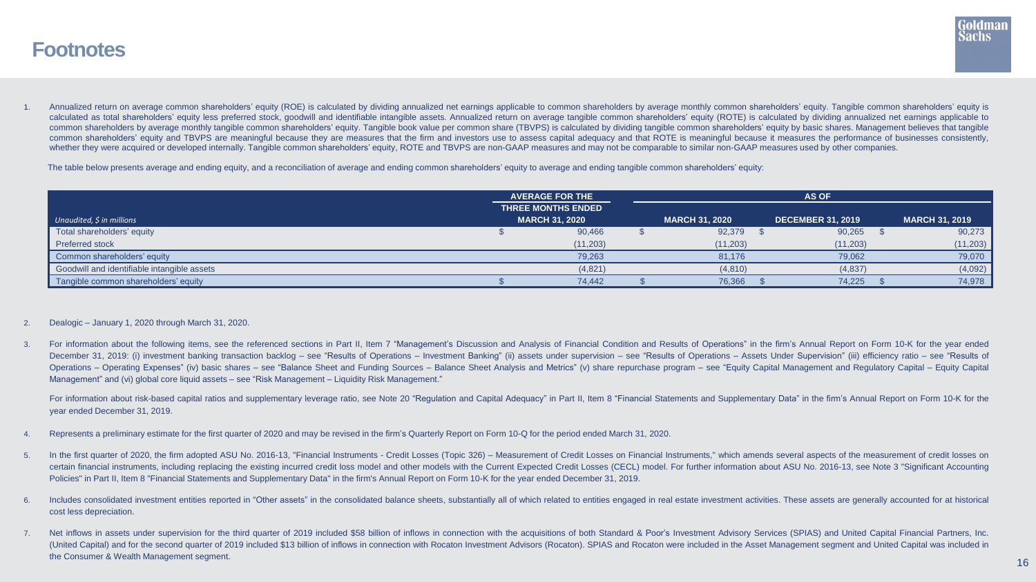# Footnotes

1. Annualized return on average common shareholders' equity (ROE) is calculated by dividing annualized net earnings applicable to common shareholders by average monthly common shareholders' equity. Tangible common shareholders' equity is calculated as total shareholders' equity less preferred stock, goodwill and identifiable intangible assets. Annualized return on average tangible common shareholders' equity (ROTE) is calculated by dividing annualized net earnings applicable to common shareholders by average monthly tangible common shareholders' equity. Tangible book value per common share (TBVPS) is calculated by dividing tangible common shareholders' equity by basic shares. Management believes that tangible common shareholders' equity and TBVPS are meaningful because they are measures that the firm and investors use to assess capital adequacy and that ROTE is meaningful because it measures the performance of businesses consistently, whether they were acquired or developed internally. Tangible common shareholders' equity, ROTE and TBVPS are non-GAAP measures and may not be comparable to similar non-GAAP measures used by other companies.

   The table below presents average and ending equity, and a reconciliation of average and ending common shareholders' equity to average and ending tangible common shareholders' equity:

| *Unaudited, $ in millions* | AVERAGE FOR THE THREE MONTHS ENDED MARCH 31, 2020 | AS OF MARCH 31, 2020 | AS OF DECEMBER 31, 2019 | AS OF MARCH 31, 2019 |
|---|---|---|---|---|
| Total shareholders' equity | $ 90,466 | $ 92,379 | $ 90,265 | $ 90,273 |
| Preferred stock | (11,203) | (11,203) | (11,203) | (11,203) |
| Common shareholders' equity | 79,263 | 81,176 | 79,062 | 79,070 |
| Goodwill and identifiable intangible assets | (4,821) | (4,810) | (4,837) | (4,092) |
| Tangible common shareholders' equity | $ 74,442 | $ 76,366 | $ 74,225 | $ 74,978 |

2. Dealogic – January 1, 2020 through March 31, 2020.

3. For information about the following items, see the referenced sections in Part II, Item 7 "Management's Discussion and Analysis of Financial Condition and Results of Operations" in the firm's Annual Report on Form 10-K for the year ended December 31, 2019: (i) investment banking transaction backlog – see "Results of Operations – Investment Banking" (ii) assets under supervision – see "Results of Operations – Assets Under Supervision" (iii) efficiency ratio – see "Results of Operations – Operating Expenses" (iv) basic shares – see "Balance Sheet and Funding Sources – Balance Sheet Analysis and Metrics" (v) share repurchase program – see "Equity Capital Management and Regulatory Capital – Equity Capital Management" and (vi) global core liquid assets – see "Risk Management – Liquidity Risk Management."

   For information about risk-based capital ratios and supplementary leverage ratio, see Note 20 "Regulation and Capital Adequacy" in Part II, Item 8 "Financial Statements and Supplementary Data" in the firm's Annual Report on Form 10-K for the year ended December 31, 2019.

4. Represents a preliminary estimate for the first quarter of 2020 and may be revised in the firm's Quarterly Report on Form 10-Q for the period ended March 31, 2020.

5. In the first quarter of 2020, the firm adopted ASU No. 2016-13, "Financial Instruments - Credit Losses (Topic 326) – Measurement of Credit Losses on Financial Instruments," which amends several aspects of the measurement of credit losses on certain financial instruments, including replacing the existing incurred credit loss model and other models with the Current Expected Credit Losses (CECL) model. For further information about ASU No. 2016-13, see Note 3 "Significant Accounting Policies" in Part II, Item 8 "Financial Statements and Supplementary Data" in the firm's Annual Report on Form 10-K for the year ended December 31, 2019.

6. Includes consolidated investment entities reported in "Other assets" in the consolidated balance sheets, substantially all of which related to entities engaged in real estate investment activities. These assets are generally accounted for at historical cost less depreciation.

7. Net inflows in assets under supervision for the third quarter of 2019 included $58 billion of inflows in connection with the acquisitions of both Standard & Poor's Investment Advisory Services (SPIAS) and United Capital Financial Partners, Inc. (United Capital) and for the second quarter of 2019 included $13 billion of inflows in connection with Rocaton Investment Advisors (Rocaton). SPIAS and Rocaton were included in the Asset Management segment and United Capital was included in the Consumer & Wealth Management segment.